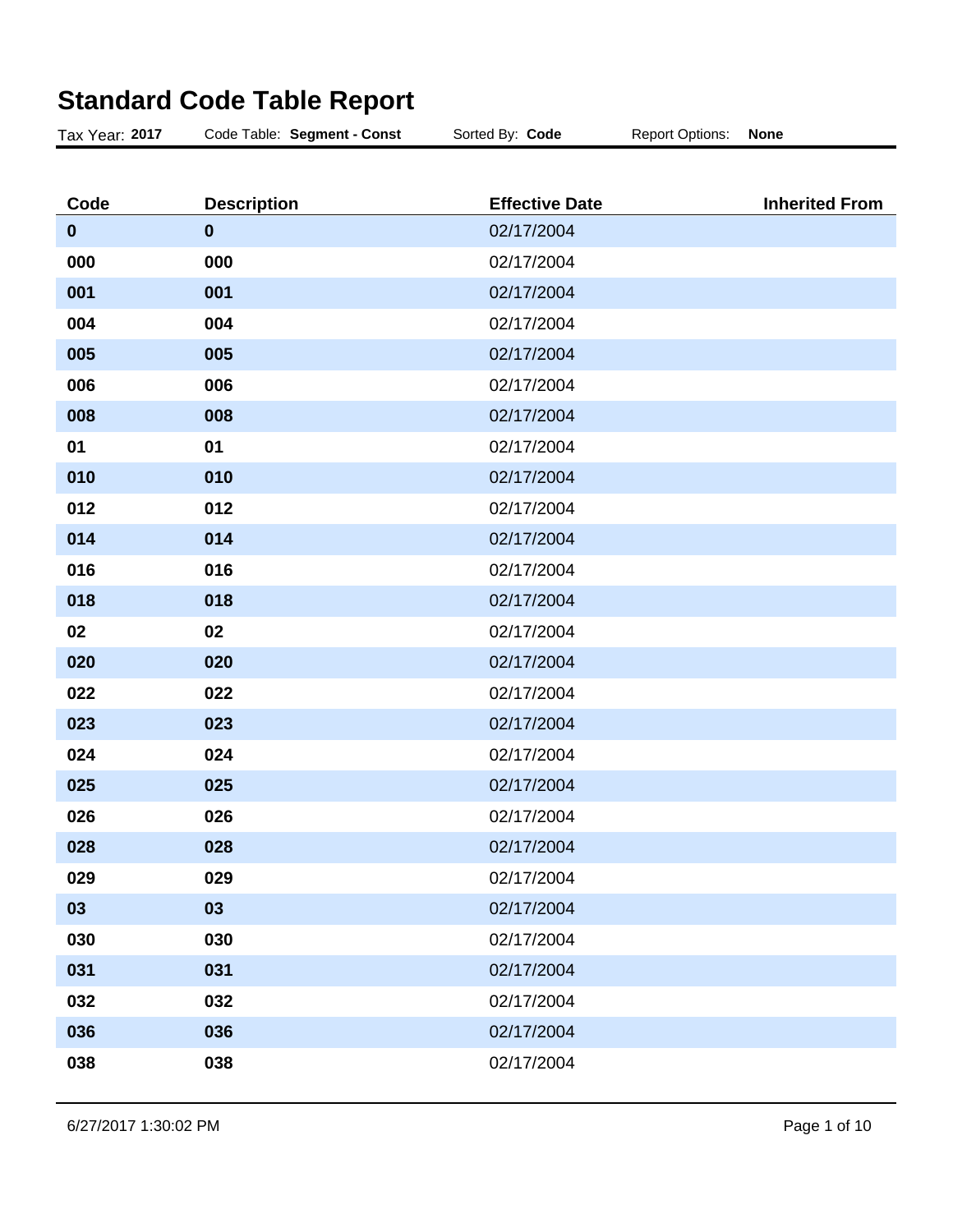# Standard Code Table Report

Tax Year: **2017** Code Table: **Segment - Const** Sorted By: **Code** Report Options: **None**

| Code | Description | Effective Date | Inherited From |
|---|---|---|---|
| **0** | **0** | 02/17/2004 | |
| **000** | **000** | 02/17/2004 | |
| **001** | **001** | 02/17/2004 | |
| **004** | **004** | 02/17/2004 | |
| **005** | **005** | 02/17/2004 | |
| **006** | **006** | 02/17/2004 | |
| **008** | **008** | 02/17/2004 | |
| **01** | **01** | 02/17/2004 | |
| **010** | **010** | 02/17/2004 | |
| **012** | **012** | 02/17/2004 | |
| **014** | **014** | 02/17/2004 | |
| **016** | **016** | 02/17/2004 | |
| **018** | **018** | 02/17/2004 | |
| **02** | **02** | 02/17/2004 | |
| **020** | **020** | 02/17/2004 | |
| **022** | **022** | 02/17/2004 | |
| **023** | **023** | 02/17/2004 | |
| **024** | **024** | 02/17/2004 | |
| **025** | **025** | 02/17/2004 | |
| **026** | **026** | 02/17/2004 | |
| **028** | **028** | 02/17/2004 | |
| **029** | **029** | 02/17/2004 | |
| **03** | **03** | 02/17/2004 | |
| **030** | **030** | 02/17/2004 | |
| **031** | **031** | 02/17/2004 | |
| **032** | **032** | 02/17/2004 | |
| **036** | **036** | 02/17/2004 | |
| **038** | **038** | 02/17/2004 | |

6/27/2017 1:30:02 PM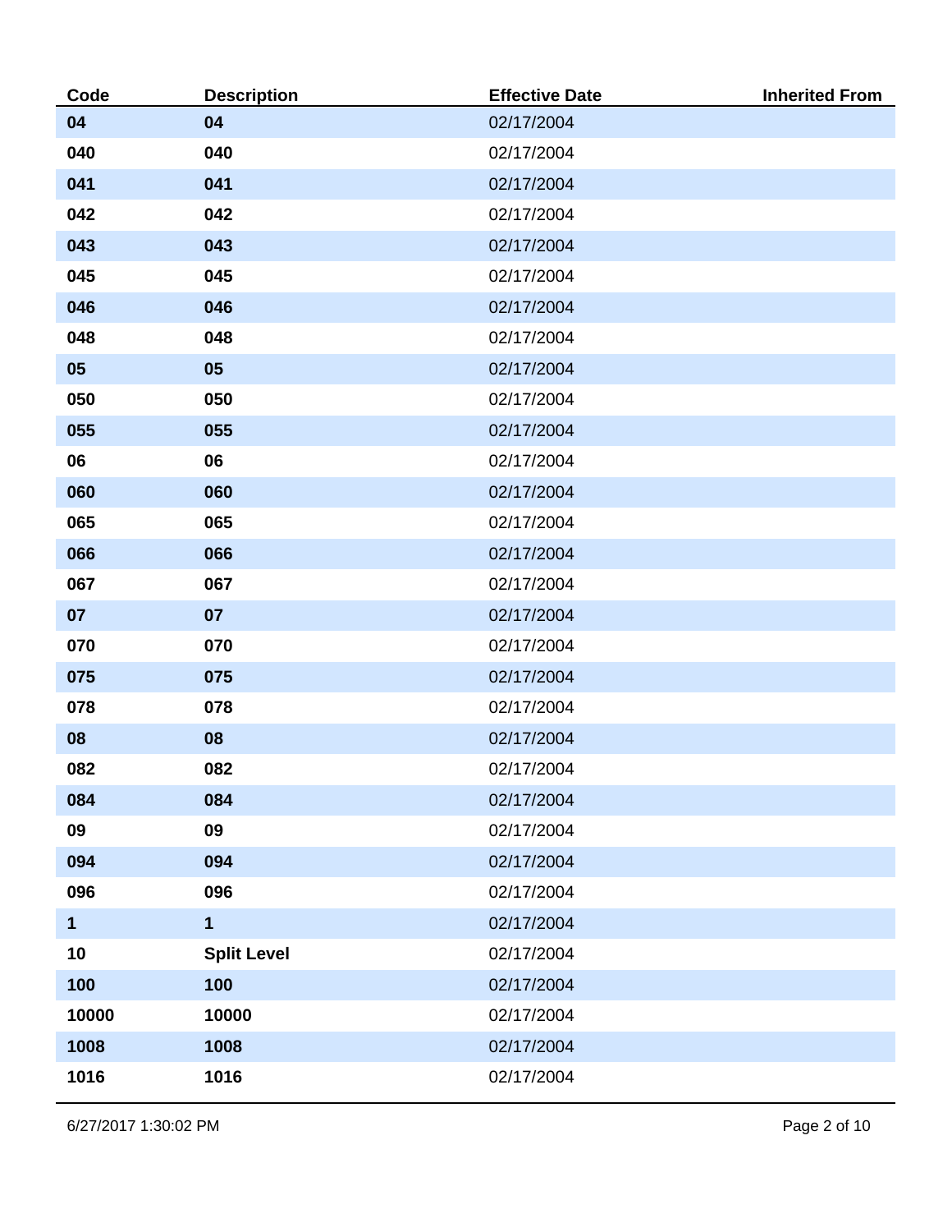| Code | Description | Effective Date | Inherited From |
|---|---|---|---|
| **04** | **04** | 02/17/2004 | |
| **040** | **040** | 02/17/2004 | |
| **041** | **041** | 02/17/2004 | |
| **042** | **042** | 02/17/2004 | |
| **043** | **043** | 02/17/2004 | |
| **045** | **045** | 02/17/2004 | |
| **046** | **046** | 02/17/2004 | |
| **048** | **048** | 02/17/2004 | |
| **05** | **05** | 02/17/2004 | |
| **050** | **050** | 02/17/2004 | |
| **055** | **055** | 02/17/2004 | |
| **06** | **06** | 02/17/2004 | |
| **060** | **060** | 02/17/2004 | |
| **065** | **065** | 02/17/2004 | |
| **066** | **066** | 02/17/2004 | |
| **067** | **067** | 02/17/2004 | |
| **07** | **07** | 02/17/2004 | |
| **070** | **070** | 02/17/2004 | |
| **075** | **075** | 02/17/2004 | |
| **078** | **078** | 02/17/2004 | |
| **08** | **08** | 02/17/2004 | |
| **082** | **082** | 02/17/2004 | |
| **084** | **084** | 02/17/2004 | |
| **09** | **09** | 02/17/2004 | |
| **094** | **094** | 02/17/2004 | |
| **096** | **096** | 02/17/2004 | |
| **1** | **1** | 02/17/2004 | |
| **10** | **Split Level** | 02/17/2004 | |
| **100** | **100** | 02/17/2004 | |
| **10000** | **10000** | 02/17/2004 | |
| **1008** | **1008** | 02/17/2004 | |
| **1016** | **1016** | 02/17/2004 | |

6/27/2017 1:30:02 PM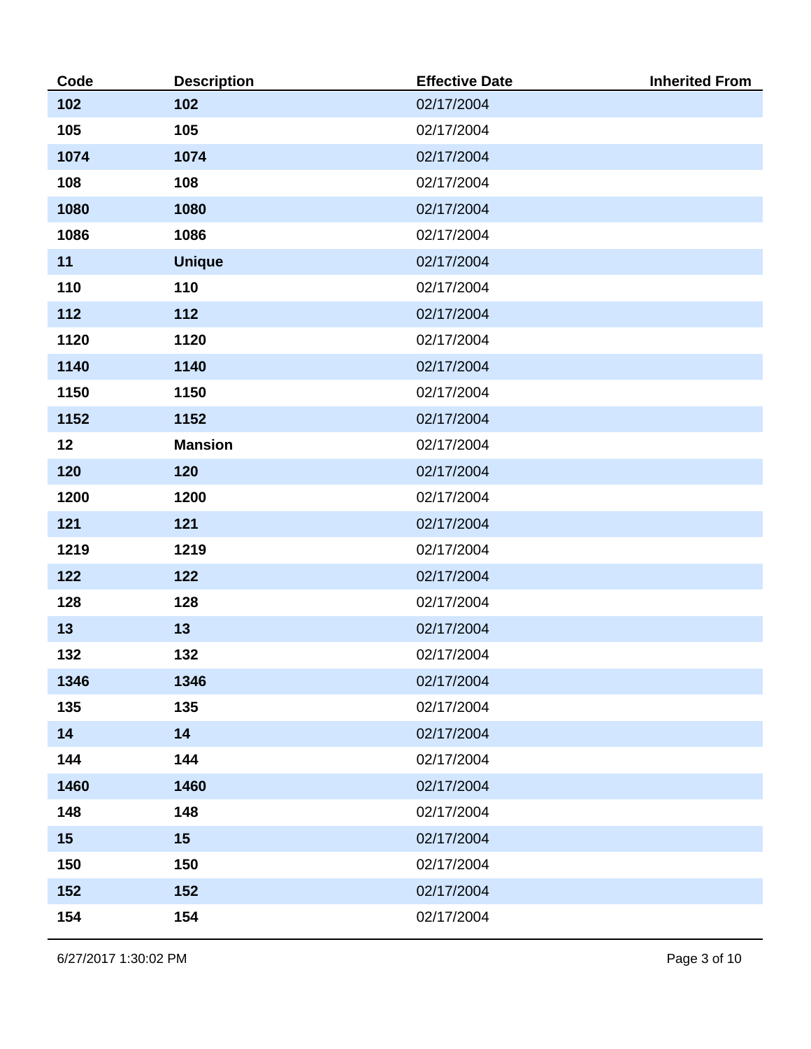| Code | Description | Effective Date | Inherited From |
| --- | --- | --- | --- |
| 102 | 102 | 02/17/2004 | |
| 105 | 105 | 02/17/2004 | |
| 1074 | 1074 | 02/17/2004 | |
| 108 | 108 | 02/17/2004 | |
| 1080 | 1080 | 02/17/2004 | |
| 1086 | 1086 | 02/17/2004 | |
| 11 | Unique | 02/17/2004 | |
| 110 | 110 | 02/17/2004 | |
| 112 | 112 | 02/17/2004 | |
| 1120 | 1120 | 02/17/2004 | |
| 1140 | 1140 | 02/17/2004 | |
| 1150 | 1150 | 02/17/2004 | |
| 1152 | 1152 | 02/17/2004 | |
| 12 | Mansion | 02/17/2004 | |
| 120 | 120 | 02/17/2004 | |
| 1200 | 1200 | 02/17/2004 | |
| 121 | 121 | 02/17/2004 | |
| 1219 | 1219 | 02/17/2004 | |
| 122 | 122 | 02/17/2004 | |
| 128 | 128 | 02/17/2004 | |
| 13 | 13 | 02/17/2004 | |
| 132 | 132 | 02/17/2004 | |
| 1346 | 1346 | 02/17/2004 | |
| 135 | 135 | 02/17/2004 | |
| 14 | 14 | 02/17/2004 | |
| 144 | 144 | 02/17/2004 | |
| 1460 | 1460 | 02/17/2004 | |
| 148 | 148 | 02/17/2004 | |
| 15 | 15 | 02/17/2004 | |
| 150 | 150 | 02/17/2004 | |
| 152 | 152 | 02/17/2004 | |
| 154 | 154 | 02/17/2004 | |

6/27/2017 1:30:02 PM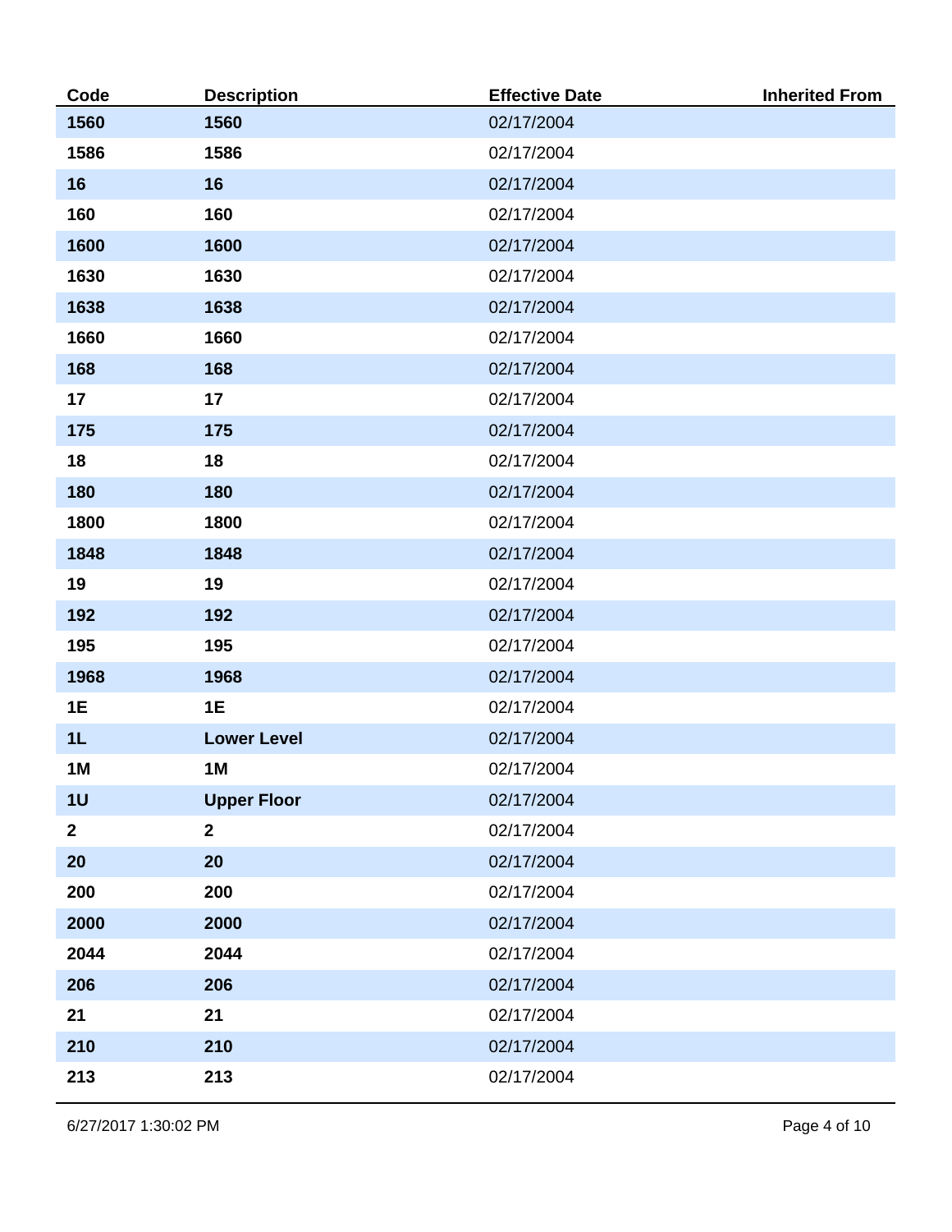| Code | Description | Effective Date | Inherited From |
| --- | --- | --- | --- |
| **1560** | **1560** | 02/17/2004 | |
| **1586** | **1586** | 02/17/2004 | |
| **16** | **16** | 02/17/2004 | |
| **160** | **160** | 02/17/2004 | |
| **1600** | **1600** | 02/17/2004 | |
| **1630** | **1630** | 02/17/2004 | |
| **1638** | **1638** | 02/17/2004 | |
| **1660** | **1660** | 02/17/2004 | |
| **168** | **168** | 02/17/2004 | |
| **17** | **17** | 02/17/2004 | |
| **175** | **175** | 02/17/2004 | |
| **18** | **18** | 02/17/2004 | |
| **180** | **180** | 02/17/2004 | |
| **1800** | **1800** | 02/17/2004 | |
| **1848** | **1848** | 02/17/2004 | |
| **19** | **19** | 02/17/2004 | |
| **192** | **192** | 02/17/2004 | |
| **195** | **195** | 02/17/2004 | |
| **1968** | **1968** | 02/17/2004 | |
| **1E** | **1E** | 02/17/2004 | |
| **1L** | **Lower Level** | 02/17/2004 | |
| **1M** | **1M** | 02/17/2004 | |
| **1U** | **Upper Floor** | 02/17/2004 | |
| **2** | **2** | 02/17/2004 | |
| **20** | **20** | 02/17/2004 | |
| **200** | **200** | 02/17/2004 | |
| **2000** | **2000** | 02/17/2004 | |
| **2044** | **2044** | 02/17/2004 | |
| **206** | **206** | 02/17/2004 | |
| **21** | **21** | 02/17/2004 | |
| **210** | **210** | 02/17/2004 | |
| **213** | **213** | 02/17/2004 | |

6/27/2017 1:30:02 PM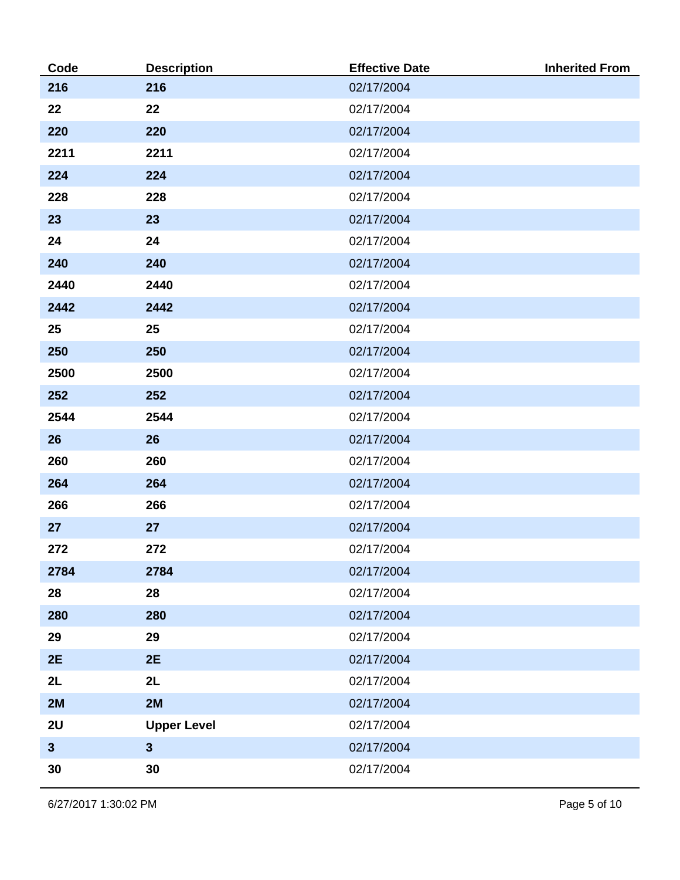| Code | Description | Effective Date | Inherited From |
| --- | --- | --- | --- |
| 216 | 216 | 02/17/2004 | |
| 22 | 22 | 02/17/2004 | |
| 220 | 220 | 02/17/2004 | |
| 2211 | 2211 | 02/17/2004 | |
| 224 | 224 | 02/17/2004 | |
| 228 | 228 | 02/17/2004 | |
| 23 | 23 | 02/17/2004 | |
| 24 | 24 | 02/17/2004 | |
| 240 | 240 | 02/17/2004 | |
| 2440 | 2440 | 02/17/2004 | |
| 2442 | 2442 | 02/17/2004 | |
| 25 | 25 | 02/17/2004 | |
| 250 | 250 | 02/17/2004 | |
| 2500 | 2500 | 02/17/2004 | |
| 252 | 252 | 02/17/2004 | |
| 2544 | 2544 | 02/17/2004 | |
| 26 | 26 | 02/17/2004 | |
| 260 | 260 | 02/17/2004 | |
| 264 | 264 | 02/17/2004 | |
| 266 | 266 | 02/17/2004 | |
| 27 | 27 | 02/17/2004 | |
| 272 | 272 | 02/17/2004 | |
| 2784 | 2784 | 02/17/2004 | |
| 28 | 28 | 02/17/2004 | |
| 280 | 280 | 02/17/2004 | |
| 29 | 29 | 02/17/2004 | |
| 2E | 2E | 02/17/2004 | |
| 2L | 2L | 02/17/2004 | |
| 2M | 2M | 02/17/2004 | |
| 2U | Upper Level | 02/17/2004 | |
| 3 | 3 | 02/17/2004 | |
| 30 | 30 | 02/17/2004 | |

6/27/2017 1:30:02 PM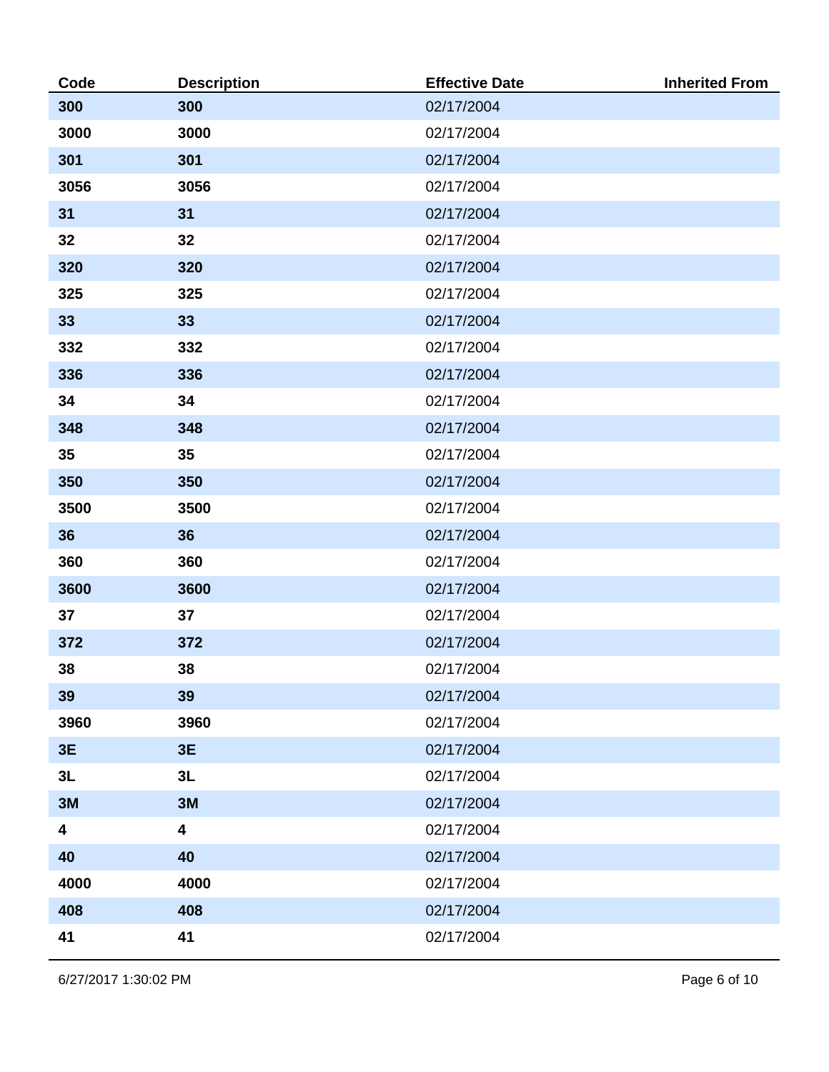| Code | Description | Effective Date | Inherited From |
| --- | --- | --- | --- |
| 300 | 300 | 02/17/2004 | |
| 3000 | 3000 | 02/17/2004 | |
| 301 | 301 | 02/17/2004 | |
| 3056 | 3056 | 02/17/2004 | |
| 31 | 31 | 02/17/2004 | |
| 32 | 32 | 02/17/2004 | |
| 320 | 320 | 02/17/2004 | |
| 325 | 325 | 02/17/2004 | |
| 33 | 33 | 02/17/2004 | |
| 332 | 332 | 02/17/2004 | |
| 336 | 336 | 02/17/2004 | |
| 34 | 34 | 02/17/2004 | |
| 348 | 348 | 02/17/2004 | |
| 35 | 35 | 02/17/2004 | |
| 350 | 350 | 02/17/2004 | |
| 3500 | 3500 | 02/17/2004 | |
| 36 | 36 | 02/17/2004 | |
| 360 | 360 | 02/17/2004 | |
| 3600 | 3600 | 02/17/2004 | |
| 37 | 37 | 02/17/2004 | |
| 372 | 372 | 02/17/2004 | |
| 38 | 38 | 02/17/2004 | |
| 39 | 39 | 02/17/2004 | |
| 3960 | 3960 | 02/17/2004 | |
| 3E | 3E | 02/17/2004 | |
| 3L | 3L | 02/17/2004 | |
| 3M | 3M | 02/17/2004 | |
| 4 | 4 | 02/17/2004 | |
| 40 | 40 | 02/17/2004 | |
| 4000 | 4000 | 02/17/2004 | |
| 408 | 408 | 02/17/2004 | |
| 41 | 41 | 02/17/2004 | |

6/27/2017 1:30:02 PM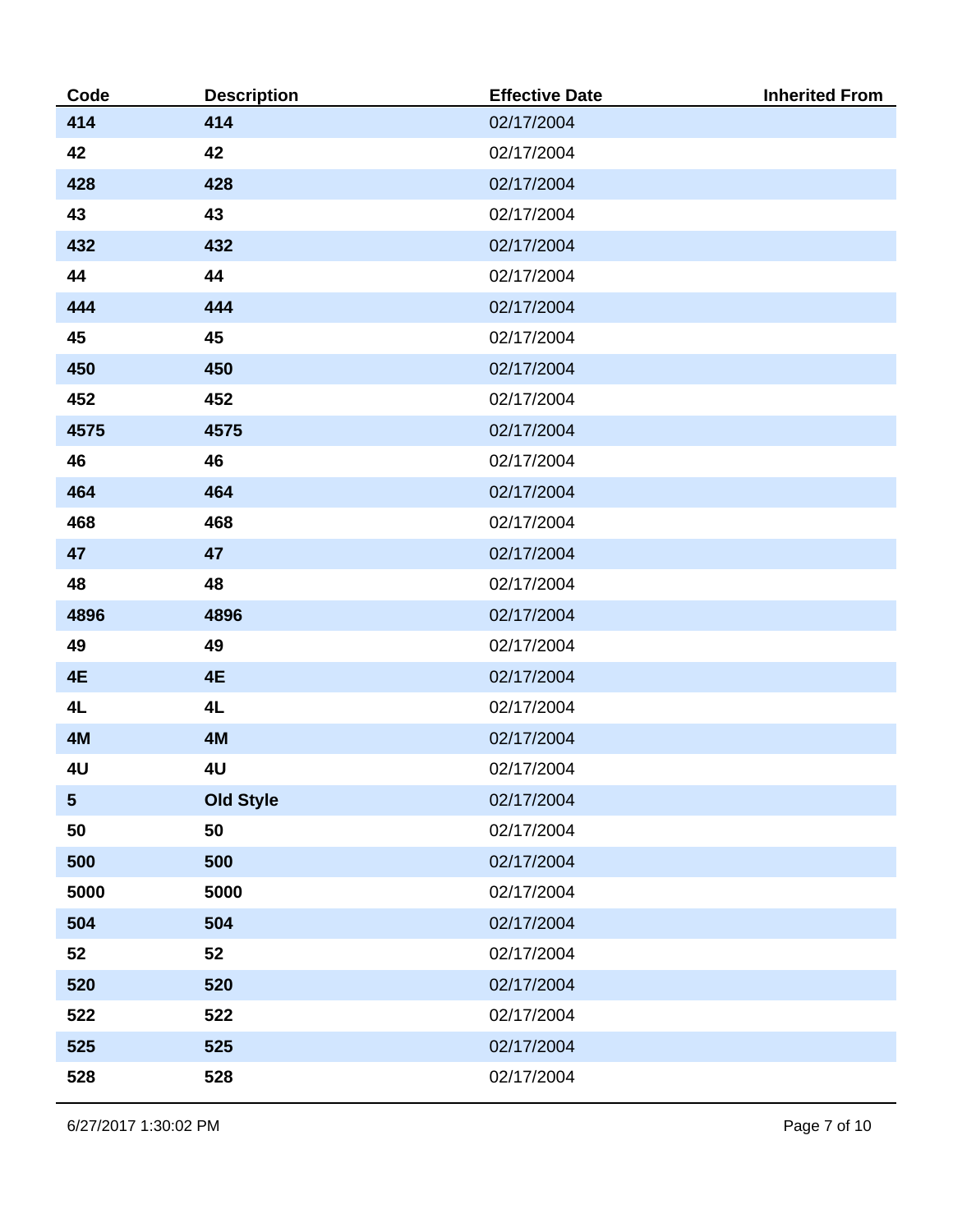| Code | Description | Effective Date | Inherited From |
| --- | --- | --- | --- |
| 414 | 414 | 02/17/2004 | |
| 42 | 42 | 02/17/2004 | |
| 428 | 428 | 02/17/2004 | |
| 43 | 43 | 02/17/2004 | |
| 432 | 432 | 02/17/2004 | |
| 44 | 44 | 02/17/2004 | |
| 444 | 444 | 02/17/2004 | |
| 45 | 45 | 02/17/2004 | |
| 450 | 450 | 02/17/2004 | |
| 452 | 452 | 02/17/2004 | |
| 4575 | 4575 | 02/17/2004 | |
| 46 | 46 | 02/17/2004 | |
| 464 | 464 | 02/17/2004 | |
| 468 | 468 | 02/17/2004 | |
| 47 | 47 | 02/17/2004 | |
| 48 | 48 | 02/17/2004 | |
| 4896 | 4896 | 02/17/2004 | |
| 49 | 49 | 02/17/2004 | |
| 4E | 4E | 02/17/2004 | |
| 4L | 4L | 02/17/2004 | |
| 4M | 4M | 02/17/2004 | |
| 4U | 4U | 02/17/2004 | |
| 5 | Old Style | 02/17/2004 | |
| 50 | 50 | 02/17/2004 | |
| 500 | 500 | 02/17/2004 | |
| 5000 | 5000 | 02/17/2004 | |
| 504 | 504 | 02/17/2004 | |
| 52 | 52 | 02/17/2004 | |
| 520 | 520 | 02/17/2004 | |
| 522 | 522 | 02/17/2004 | |
| 525 | 525 | 02/17/2004 | |
| 528 | 528 | 02/17/2004 | |

6/27/2017 1:30:02 PM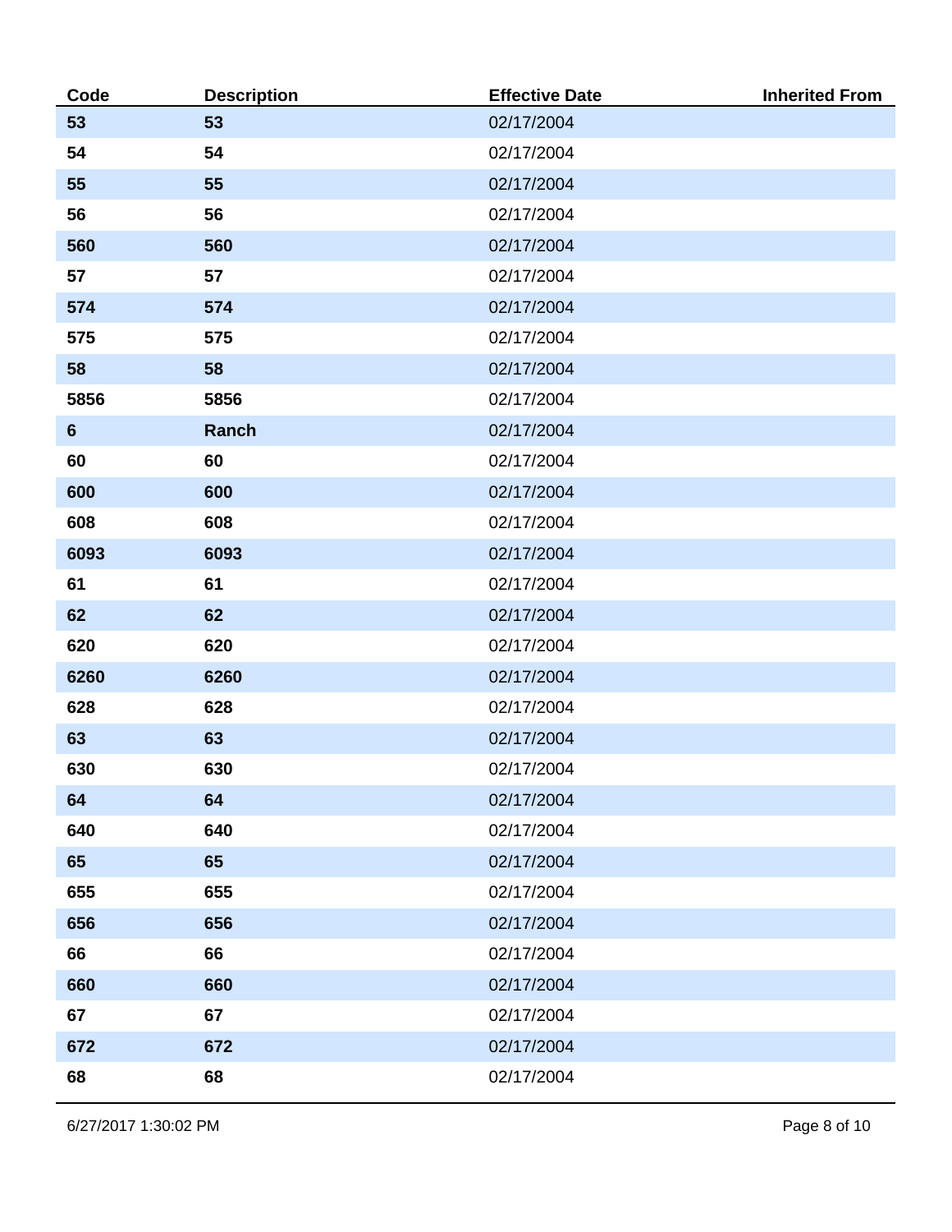| Code | Description | Effective Date | Inherited From |
| --- | --- | --- | --- |
| 53 | 53 | 02/17/2004 | |
| 54 | 54 | 02/17/2004 | |
| 55 | 55 | 02/17/2004 | |
| 56 | 56 | 02/17/2004 | |
| 560 | 560 | 02/17/2004 | |
| 57 | 57 | 02/17/2004 | |
| 574 | 574 | 02/17/2004 | |
| 575 | 575 | 02/17/2004 | |
| 58 | 58 | 02/17/2004 | |
| 5856 | 5856 | 02/17/2004 | |
| 6 | Ranch | 02/17/2004 | |
| 60 | 60 | 02/17/2004 | |
| 600 | 600 | 02/17/2004 | |
| 608 | 608 | 02/17/2004 | |
| 6093 | 6093 | 02/17/2004 | |
| 61 | 61 | 02/17/2004 | |
| 62 | 62 | 02/17/2004 | |
| 620 | 620 | 02/17/2004 | |
| 6260 | 6260 | 02/17/2004 | |
| 628 | 628 | 02/17/2004 | |
| 63 | 63 | 02/17/2004 | |
| 630 | 630 | 02/17/2004 | |
| 64 | 64 | 02/17/2004 | |
| 640 | 640 | 02/17/2004 | |
| 65 | 65 | 02/17/2004 | |
| 655 | 655 | 02/17/2004 | |
| 656 | 656 | 02/17/2004 | |
| 66 | 66 | 02/17/2004 | |
| 660 | 660 | 02/17/2004 | |
| 67 | 67 | 02/17/2004 | |
| 672 | 672 | 02/17/2004 | |
| 68 | 68 | 02/17/2004 | |

6/27/2017 1:30:02 PM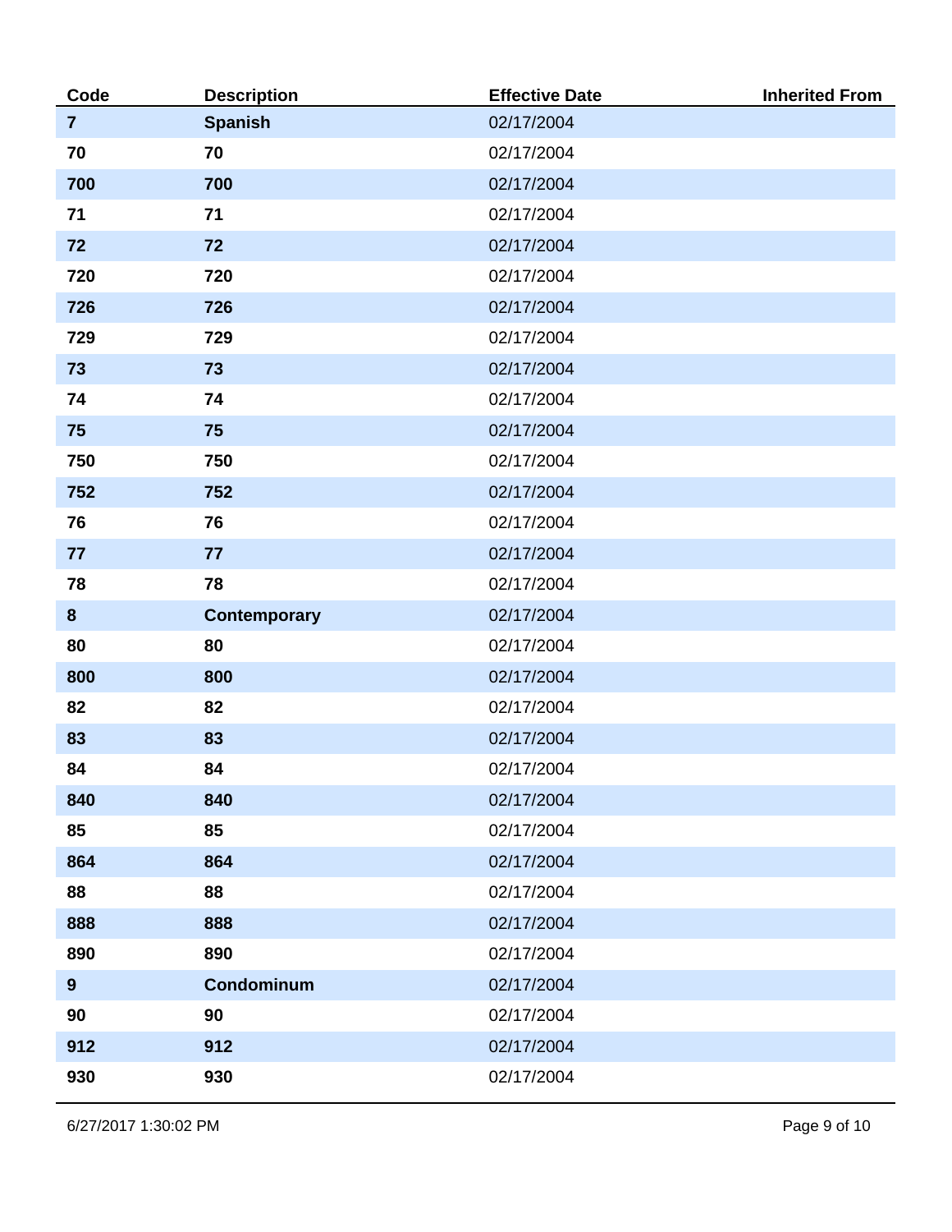| Code | Description | Effective Date | Inherited From |
|---|---|---|---|
| 7 | Spanish | 02/17/2004 | |
| 70 | 70 | 02/17/2004 | |
| 700 | 700 | 02/17/2004 | |
| 71 | 71 | 02/17/2004 | |
| 72 | 72 | 02/17/2004 | |
| 720 | 720 | 02/17/2004 | |
| 726 | 726 | 02/17/2004 | |
| 729 | 729 | 02/17/2004 | |
| 73 | 73 | 02/17/2004 | |
| 74 | 74 | 02/17/2004 | |
| 75 | 75 | 02/17/2004 | |
| 750 | 750 | 02/17/2004 | |
| 752 | 752 | 02/17/2004 | |
| 76 | 76 | 02/17/2004 | |
| 77 | 77 | 02/17/2004 | |
| 78 | 78 | 02/17/2004 | |
| 8 | Contemporary | 02/17/2004 | |
| 80 | 80 | 02/17/2004 | |
| 800 | 800 | 02/17/2004 | |
| 82 | 82 | 02/17/2004 | |
| 83 | 83 | 02/17/2004 | |
| 84 | 84 | 02/17/2004 | |
| 840 | 840 | 02/17/2004 | |
| 85 | 85 | 02/17/2004 | |
| 864 | 864 | 02/17/2004 | |
| 88 | 88 | 02/17/2004 | |
| 888 | 888 | 02/17/2004 | |
| 890 | 890 | 02/17/2004 | |
| 9 | Condominum | 02/17/2004 | |
| 90 | 90 | 02/17/2004 | |
| 912 | 912 | 02/17/2004 | |
| 930 | 930 | 02/17/2004 | |

6/27/2017 1:30:02 PM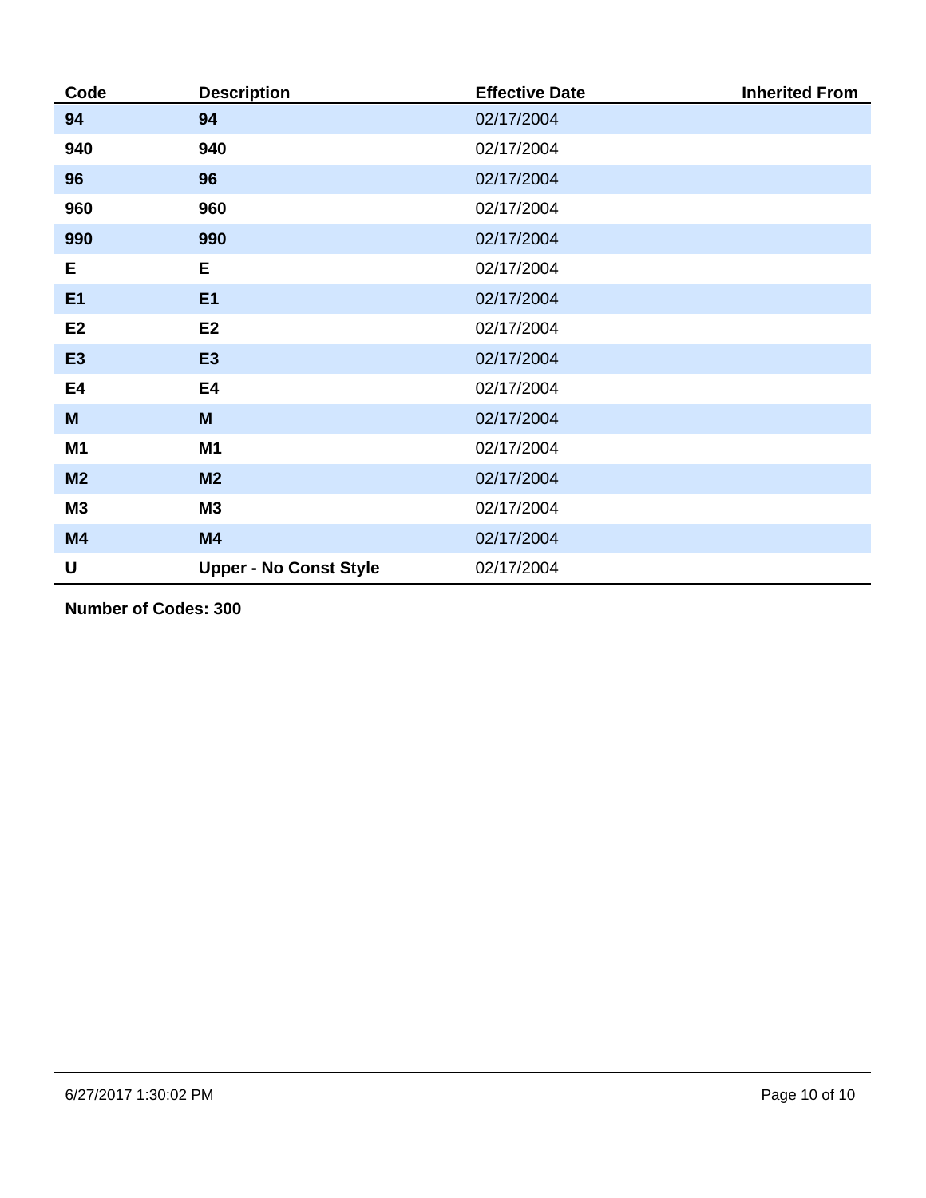| Code | Description | Effective Date | Inherited From |
|---|---|---|---|
| **94** | **94** | 02/17/2004 | |
| **940** | **940** | 02/17/2004 | |
| **96** | **96** | 02/17/2004 | |
| **960** | **960** | 02/17/2004 | |
| **990** | **990** | 02/17/2004 | |
| **E** | **E** | 02/17/2004 | |
| **E1** | **E1** | 02/17/2004 | |
| **E2** | **E2** | 02/17/2004 | |
| **E3** | **E3** | 02/17/2004 | |
| **E4** | **E4** | 02/17/2004 | |
| **M** | **M** | 02/17/2004 | |
| **M1** | **M1** | 02/17/2004 | |
| **M2** | **M2** | 02/17/2004 | |
| **M3** | **M3** | 02/17/2004 | |
| **M4** | **M4** | 02/17/2004 | |
| **U** | **Upper - No Const Style** | 02/17/2004 | |

**Number of Codes: 300**

6/27/2017 1:30:02 PM